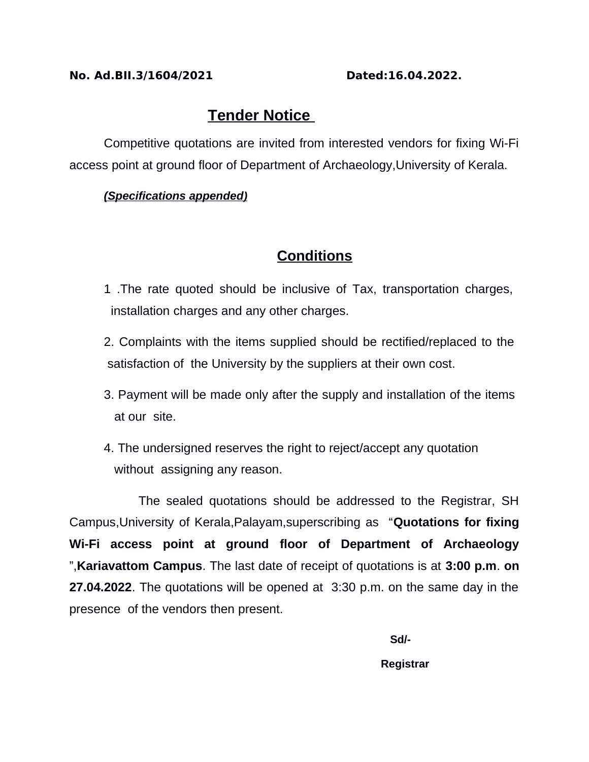**No. Ad.BII.3/1604/2021** **Dated:16.04.2022.**

# Tender Notice

Competitive quotations are invited from interested vendors for fixing Wi-Fi access point at ground floor of Department of Archaeology,University of Kerala.

***(Specifications appended)***

## Conditions

1 .The rate quoted should be inclusive of Tax, transportation charges, installation charges and any other charges.

2. Complaints with the items supplied should be rectified/replaced to the satisfaction of the University by the suppliers at their own cost.

3. Payment will be made only after the supply and installation of the items at our site.

4. The undersigned reserves the right to reject/accept any quotation without assigning any reason.

The sealed quotations should be addressed to the Registrar, SH Campus,University of Kerala,Palayam,superscribing as "**Quotations for fixing Wi-Fi access point at ground floor of Department of Archaeology** ",**Kariavattom Campus**. The last date of receipt of quotations is at **3:00 p.m**. **on 27.04.2022**. The quotations will be opened at 3:30 p.m. on the same day in the presence of the vendors then present.

**Sd/-**

**Registrar**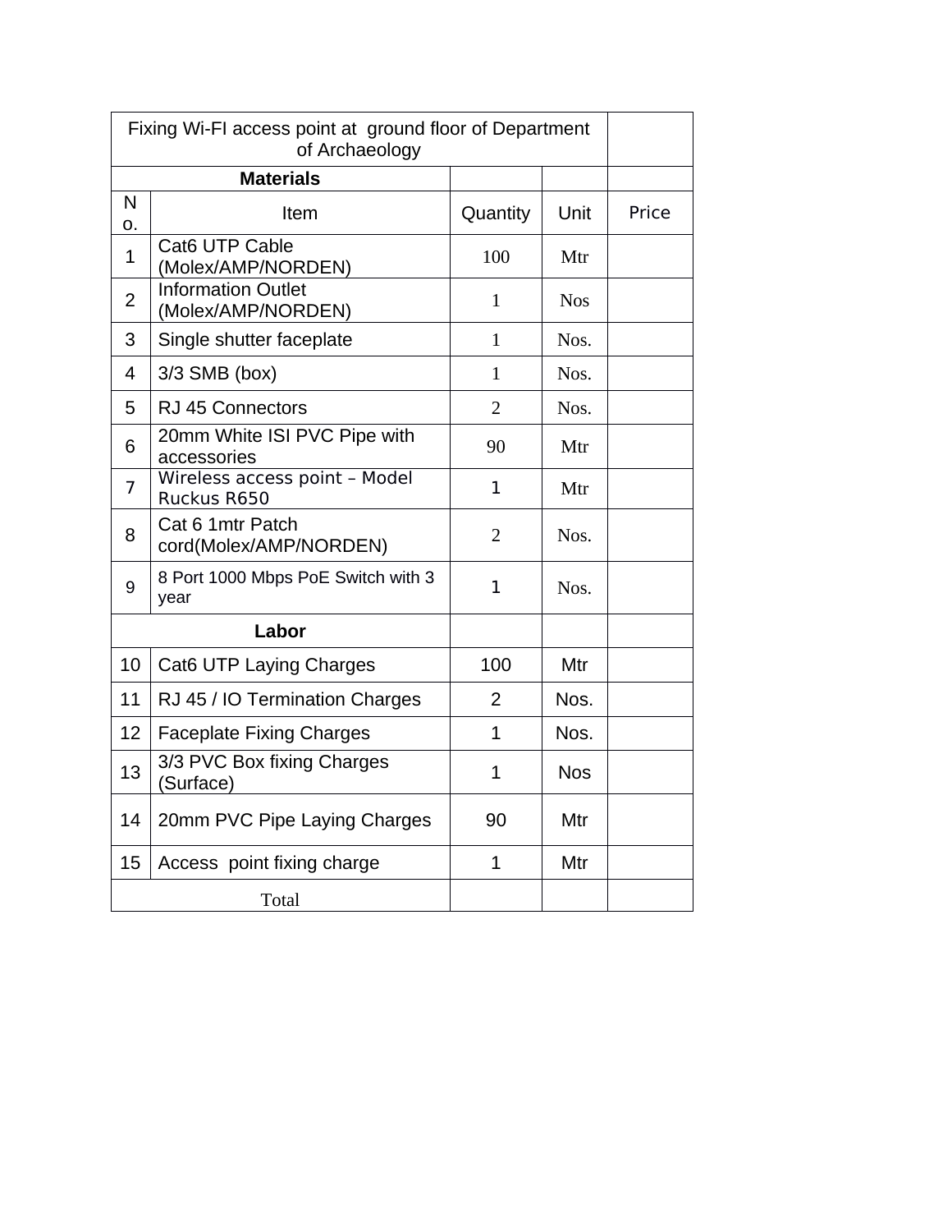| Fixing Wi-FI access point at ground floor of Department of Archaeology | | | | |
|---|---|---|---|---|
| **Materials** | | | | |
| No. | Item | Quantity | Unit | Price |
| 1 | Cat6 UTP Cable (Molex/AMP/NORDEN) | 100 | Mtr | |
| 2 | Information Outlet (Molex/AMP/NORDEN) | 1 | Nos | |
| 3 | Single shutter faceplate | 1 | Nos. | |
| 4 | 3/3 SMB (box) | 1 | Nos. | |
| 5 | RJ 45 Connectors | 2 | Nos. | |
| 6 | 20mm White ISI PVC Pipe with accessories | 90 | Mtr | |
| 7 | Wireless access point – Model Ruckus R650 | 1 | Mtr | |
| 8 | Cat 6 1mtr Patch cord(Molex/AMP/NORDEN) | 2 | Nos. | |
| 9 | 8 Port 1000 Mbps PoE Switch with 3 year | 1 | Nos. | |
| **Labor** | | | | |
| 10 | Cat6 UTP Laying Charges | 100 | Mtr | |
| 11 | RJ 45 / IO Termination Charges | 2 | Nos. | |
| 12 | Faceplate Fixing Charges | 1 | Nos. | |
| 13 | 3/3 PVC Box fixing Charges (Surface) | 1 | Nos | |
| 14 | 20mm PVC Pipe Laying Charges | 90 | Mtr | |
| 15 | Access point fixing charge | 1 | Mtr | |
| Total | | | | |